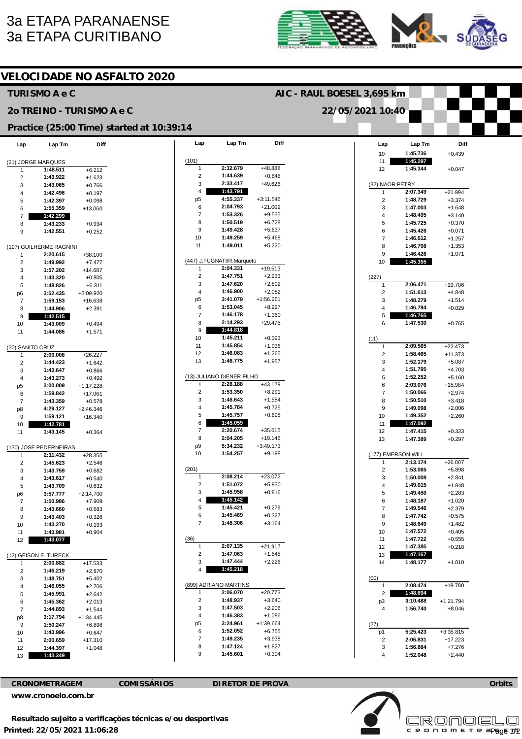# 3a ETAPA PARANAENSE
# 3a ETAPA CURITIBANO

## VELOCIDADE NO ASFALTO 2020

**TURISMO A e C** — **AIC - RAUL BOESEL 3,695 km**

**2o TREINO - TURISMO A e C** — **22/05/2021 10:40**

**Practice (25:00 Time) started at 10:39:14**

**(21) JORGE MARQUES**

| Lap | Lap Tm | Diff |
|---|---|---|
| 1 | 1:48.511 | +6.212 |
| 2 | 1:43.922 | +1.623 |
| 3 | 1:43.065 | +0.766 |
| 4 | 1:42.496 | +0.197 |
| 5 | 1:42.397 | +0.098 |
| 6 | 1:55.359 | +13.060 |
| 7 | **1:42.299** | |
| 8 | 1:43.233 | +0.934 |
| 9 | 1:42.551 | +0.252 |

**(197) GUILHERME RAGNINI**

| Lap | Lap Tm | Diff |
|---|---|---|
| 1 | 2:20.615 | +38.100 |
| 2 | 1:49.992 | +7.477 |
| 3 | 1:57.202 | +14.687 |
| 4 | 1:43.320 | +0.805 |
| 5 | 1:48.826 | +6.311 |
| p6 | 3:52.435 | +2:09.920 |
| 7 | 1:59.153 | +16.638 |
| 8 | 1:44.906 | +2.391 |
| 9 | **1:42.515** | |
| 10 | 1:43.009 | +0.494 |
| 11 | 1:44.086 | +1.571 |

**(30) SANITO CRUZ**

| Lap | Lap Tm | Diff |
|---|---|---|
| 1 | 2:09.008 | +26.227 |
| 2 | 1:44.423 | +1.642 |
| 3 | 1:43.647 | +0.866 |
| 4 | 1:43.273 | +0.492 |
| p5 | 3:00.009 | +1:17.228 |
| 6 | 1:59.842 | +17.061 |
| 7 | 1:43.359 | +0.578 |
| p8 | 4:29.127 | +2:46.346 |
| 9 | 1:59.121 | +16.340 |
| 10 | **1:42.781** | |
| 11 | 1:43.145 | +0.364 |

**(130) JOSE PEDERNEIRAS**

| Lap | Lap Tm | Diff |
|---|---|---|
| 1 | 2:11.432 | +28.355 |
| 2 | 1:45.623 | +2.546 |
| 3 | 1:43.759 | +0.682 |
| 4 | 1:43.617 | +0.540 |
| 5 | 1:43.709 | +0.632 |
| p6 | 3:57.777 | +2:14.700 |
| 7 | 1:50.986 | +7.909 |
| 8 | 1:43.660 | +0.583 |
| 9 | 1:43.403 | +0.326 |
| 10 | 1:43.270 | +0.193 |
| 11 | 1:43.981 | +0.904 |
| 12 | **1:43.077** | |

**(12) GEISON E. TURECK**

| Lap | Lap Tm | Diff |
|---|---|---|
| 1 | 2:00.882 | +17.533 |
| 2 | 1:46.219 | +2.870 |
| 3 | 1:48.751 | +5.402 |
| 4 | 1:46.055 | +2.706 |
| 5 | 1:45.991 | +2.642 |
| 6 | 1:45.362 | +2.013 |
| 7 | 1:44.893 | +1.544 |
| p8 | 3:17.794 | +1:34.445 |
| 9 | 1:50.247 | +6.898 |
| 10 | 1:43.996 | +0.647 |
| 11 | 2:00.659 | +17.310 |
| 12 | 1:44.397 | +1.048 |
| 13 | **1:43.349** | |

**(101)**

| Lap | Lap Tm | Diff |
|---|---|---|
| 1 | 2:32.679 | +48.888 |
| 2 | 1:44.639 | +0.848 |
| 3 | 2:33.417 | +49.626 |
| 4 | **1:43.791** | |
| p5 | 4:55.337 | +3:11.546 |
| 6 | 2:04.793 | +21.002 |
| 7 | 1:53.326 | +9.535 |
| 8 | 1:50.519 | +6.728 |
| 9 | 1:49.428 | +5.637 |
| 10 | 1:49.259 | +5.468 |
| 11 | 1:49.011 | +5.220 |

**(447) J.FUGNATI/R.Marqueto**

| Lap | Lap Tm | Diff |
|---|---|---|
| 1 | 2:04.331 | +19.513 |
| 2 | 1:47.751 | +2.933 |
| 3 | 1:47.620 | +2.802 |
| 4 | 1:46.900 | +2.082 |
| p5 | 3:41.079 | +1:56.261 |
| 6 | 1:53.045 | +8.227 |
| 7 | 1:46.178 | +1.360 |
| 8 | 2:14.293 | +29.475 |
| 9 | **1:44.818** | |
| 10 | 1:45.211 | +0.393 |
| 11 | 1:45.854 | +1.036 |
| 12 | 1:46.083 | +1.265 |
| 13 | 1:46.775 | +1.957 |

**(13) JULIANO DIENER FILHO**

| Lap | Lap Tm | Diff |
|---|---|---|
| 1 | 2:28.188 | +43.129 |
| 2 | 1:53.350 | +8.291 |
| 3 | 1:46.643 | +1.584 |
| 4 | 1:45.784 | +0.725 |
| 5 | 1:45.757 | +0.698 |
| 6 | **1:45.059** | |
| 7 | 2:20.674 | +35.615 |
| 8 | 2:04.205 | +19.146 |
| p9 | 5:34.232 | +3:49.173 |
| 10 | 1:54.257 | +9.198 |

**(201)**

| Lap | Lap Tm | Diff |
|---|---|---|
| 1 | 2:08.214 | +23.072 |
| 2 | 1:51.072 | +5.930 |
| 3 | 1:45.958 | +0.816 |
| 4 | **1:45.142** | |
| 5 | 1:45.421 | +0.279 |
| 6 | 1:45.469 | +0.327 |
| 7 | 1:48.306 | +3.164 |

**(36)**

| Lap | Lap Tm | Diff |
|---|---|---|
| 1 | 2:07.135 | +21.917 |
| 2 | 1:47.063 | +1.845 |
| 3 | 1:47.444 | +2.226 |
| 4 | **1:45.218** | |

**(899) ADRIANO MARTINS**

| Lap | Lap Tm | Diff |
|---|---|---|
| 1 | 2:06.070 | +20.773 |
| 2 | 1:48.937 | +3.640 |
| 3 | 1:47.503 | +2.206 |
| 4 | 1:46.383 | +1.086 |
| p5 | 3:24.961 | +1:39.664 |
| 6 | 1:52.052 | +6.755 |
| 7 | 1:49.235 | +3.938 |
| 8 | 1:47.124 | +1.827 |
| 9 | 1:45.601 | +0.304 |
| 10 | 1:45.736 | +0.439 |
| 11 | **1:45.297** | |
| 12 | 1:45.344 | +0.047 |

**(32) NAOR PETRY**

| Lap | Lap Tm | Diff |
|---|---|---|
| 1 | 2:07.349 | +21.994 |
| 2 | 1:48.729 | +3.374 |
| 3 | 1:47.003 | +1.648 |
| 4 | 1:48.495 | +3.140 |
| 5 | 1:45.725 | +0.370 |
| 6 | 1:45.426 | +0.071 |
| 7 | 1:46.612 | +1.257 |
| 8 | 1:46.708 | +1.353 |
| 9 | 1:46.426 | +1.071 |
| 10 | **1:45.355** | |

**(227)**

| Lap | Lap Tm | Diff |
|---|---|---|
| 1 | 2:06.471 | +19.706 |
| 2 | 1:51.613 | +4.848 |
| 3 | 1:48.279 | +1.514 |
| 4 | 1:46.794 | +0.029 |
| 5 | **1:46.765** | |
| 6 | 1:47.530 | +0.765 |

**(11)**

| Lap | Lap Tm | Diff |
|---|---|---|
| 1 | 2:09.565 | +22.473 |
| 2 | 1:58.465 | +11.373 |
| 3 | 1:52.179 | +5.087 |
| 4 | 1:51.795 | +4.703 |
| 5 | 1:52.252 | +5.160 |
| 6 | 2:03.076 | +15.984 |
| 7 | 1:50.066 | +2.974 |
| 8 | 1:50.510 | +3.418 |
| 9 | 1:49.098 | +2.006 |
| 10 | 1:49.352 | +2.260 |
| 11 | **1:47.092** | |
| 12 | 1:47.415 | +0.323 |
| 13 | 1:47.389 | +0.297 |

**(177) EMERSON WILL**

| Lap | Lap Tm | Diff |
|---|---|---|
| 1 | 2:13.174 | +26.007 |
| 2 | 1:53.065 | +5.898 |
| 3 | 1:50.008 | +2.841 |
| 4 | 1:49.015 | +1.848 |
| 5 | 1:49.450 | +2.283 |
| 6 | 1:48.187 | +1.020 |
| 7 | 1:49.546 | +2.379 |
| 8 | 1:47.742 | +0.575 |
| 9 | 1:48.649 | +1.482 |
| 10 | 1:47.572 | +0.405 |
| 11 | 1:47.722 | +0.555 |
| 12 | 1:47.385 | +0.218 |
| 13 | **1:47.167** | |
| 14 | 1:48.177 | +1.010 |

**(00)**

| Lap | Lap Tm | Diff |
|---|---|---|
| 1 | 2:08.474 | +19.780 |
| 2 | **1:48.694** | |
| p3 | 3:10.488 | +1:21.794 |
| 4 | 1:56.740 | +8.046 |

**(27)**

| Lap | Lap Tm | Diff |
|---|---|---|
| p1 | 5:25.423 | +3:35.815 |
| 2 | 2:06.831 | +17.223 |
| 3 | 1:56.884 | +7.276 |
| 4 | 1:52.048 | +2.440 |

**CRONOMETRAGEM** | **COMISSÁRIOS** | **DIRETOR DE PROVA** | **Orbits**

**www.cronoelo.com.br**

**Resultado sujeito a verificações técnicas e/ou desportivas**

**Printed: 22/05/2021 11:06:28**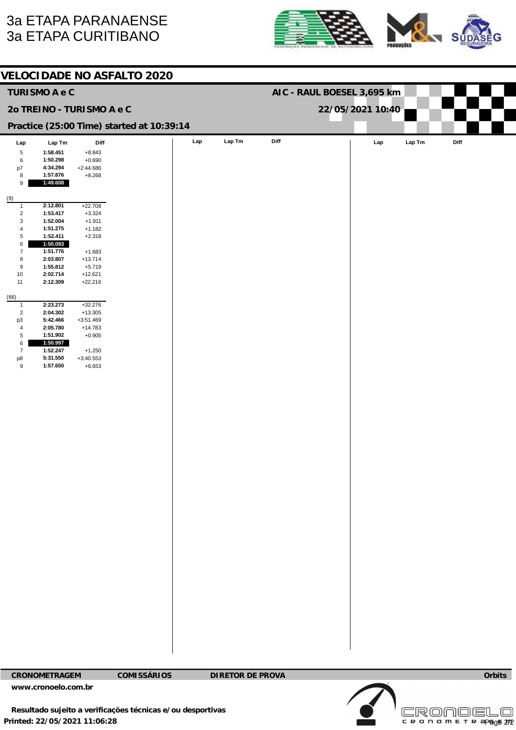# 3a ETAPA PARANAENSE
# 3a ETAPA CURITIBANO

## VELOCIDADE NO ASFALTO 2020

**TURISMO A e C** — **AIC - RAUL BOESEL 3,695 km**

**2o TREINO - TURISMO A e C** — **22/05/2021 10:40**

**Practice (25:00 Time) started at 10:39:14**

| Lap | Lap Tm | Diff |
|---|---|---|
| 5 | 1:58.451 | +8.843 |
| 6 | 1:50.298 | +0.690 |
| p7 | 4:34.294 | +2:44.686 |
| 8 | 1:57.876 | +8.268 |
| 9 | **1:49.608** | |

(9)

| Lap | Lap Tm | Diff |
|---|---|---|
| 1 | 2:12.801 | +22.708 |
| 2 | 1:53.417 | +3.324 |
| 3 | 1:52.004 | +1.911 |
| 4 | 1:51.275 | +1.182 |
| 5 | 1:52.411 | +2.318 |
| 6 | **1:50.093** | |
| 7 | 1:51.776 | +1.683 |
| 8 | 2:03.807 | +13.714 |
| 9 | 1:55.812 | +5.719 |
| 10 | 2:02.714 | +12.621 |
| 11 | 2:12.309 | +22.216 |

(66)

| Lap | Lap Tm | Diff |
|---|---|---|
| 1 | 2:23.273 | +32.276 |
| 2 | 2:04.302 | +13.305 |
| p3 | 5:42.466 | +3:51.469 |
| 4 | 2:05.780 | +14.783 |
| 5 | 1:51.902 | +0.905 |
| 6 | **1:50.997** | |
| 7 | 1:52.247 | +1.250 |
| p8 | 5:31.550 | +3:40.553 |
| 9 | 1:57.650 | +6.653 |

**CRONOMETRAGEM** **COMISSÁRIOS** **DIRETOR DE PROVA** **Orbits**

**www.cronoelo.com.br**

**Resultado sujeito a verificações técnicas e/ou desportivas**

**Printed: 22/05/2021 11:06:28**